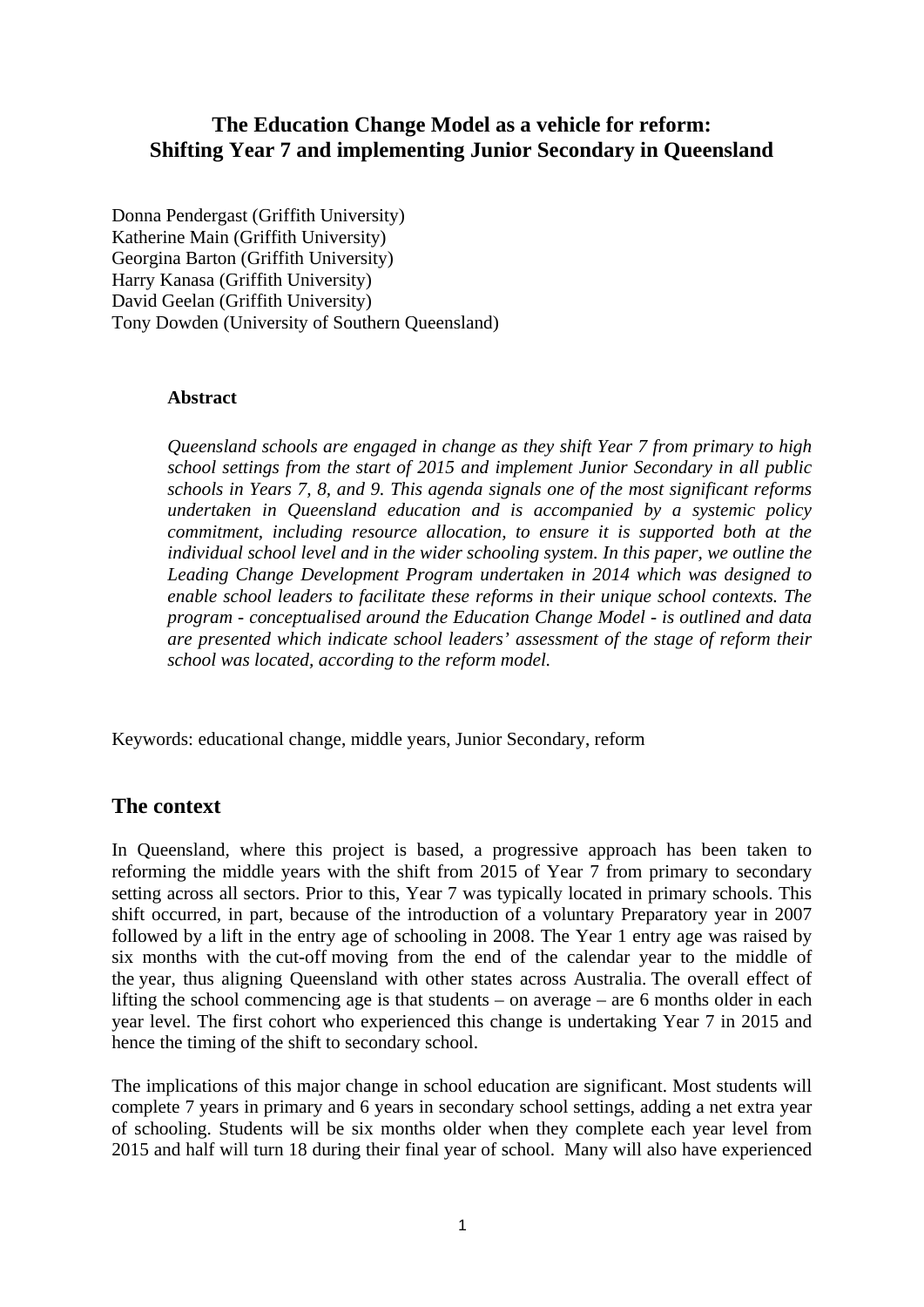# The Education Change Model as a vehicle for reform: Shifting Year 7 and implementing Junior Secondary in Queensland

Donna Pendergast (Griffith University)
Katherine Main (Griffith University)
Georgina Barton (Griffith University)
Harry Kanasa (Griffith University)
David Geelan (Griffith University)
Tony Dowden (University of Southern Queensland)

**Abstract**

*Queensland schools are engaged in change as they shift Year 7 from primary to high school settings from the start of 2015 and implement Junior Secondary in all public schools in Years 7, 8, and 9. This agenda signals one of the most significant reforms undertaken in Queensland education and is accompanied by a systemic policy commitment, including resource allocation, to ensure it is supported both at the individual school level and in the wider schooling system. In this paper, we outline the Leading Change Development Program undertaken in 2014 which was designed to enable school leaders to facilitate these reforms in their unique school contexts. The program - conceptualised around the Education Change Model - is outlined and data are presented which indicate school leaders' assessment of the stage of reform their school was located, according to the reform model.*

Keywords: educational change, middle years, Junior Secondary, reform

## The context

In Queensland, where this project is based, a progressive approach has been taken to reforming the middle years with the shift from 2015 of Year 7 from primary to secondary setting across all sectors. Prior to this, Year 7 was typically located in primary schools. This shift occurred, in part, because of the introduction of a voluntary Preparatory year in 2007 followed by a lift in the entry age of schooling in 2008. The Year 1 entry age was raised by six months with the cut-off moving from the end of the calendar year to the middle of the year, thus aligning Queensland with other states across Australia. The overall effect of lifting the school commencing age is that students – on average – are 6 months older in each year level. The first cohort who experienced this change is undertaking Year 7 in 2015 and hence the timing of the shift to secondary school.

The implications of this major change in school education are significant. Most students will complete 7 years in primary and 6 years in secondary school settings, adding a net extra year of schooling. Students will be six months older when they complete each year level from 2015 and half will turn 18 during their final year of school. Many will also have experienced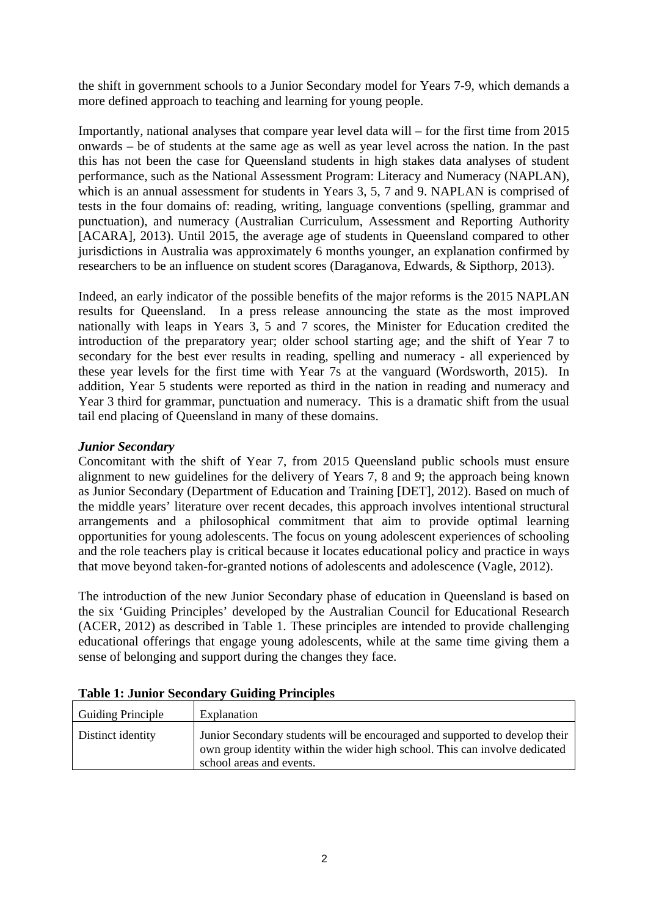the shift in government schools to a Junior Secondary model for Years 7-9, which demands a more defined approach to teaching and learning for young people.

Importantly, national analyses that compare year level data will – for the first time from 2015 onwards – be of students at the same age as well as year level across the nation. In the past this has not been the case for Queensland students in high stakes data analyses of student performance, such as the National Assessment Program: Literacy and Numeracy (NAPLAN), which is an annual assessment for students in Years 3, 5, 7 and 9. NAPLAN is comprised of tests in the four domains of: reading, writing, language conventions (spelling, grammar and punctuation), and numeracy (Australian Curriculum, Assessment and Reporting Authority [ACARA], 2013). Until 2015, the average age of students in Queensland compared to other jurisdictions in Australia was approximately 6 months younger, an explanation confirmed by researchers to be an influence on student scores (Daraganova, Edwards, & Sipthorp, 2013).

Indeed, an early indicator of the possible benefits of the major reforms is the 2015 NAPLAN results for Queensland. In a press release announcing the state as the most improved nationally with leaps in Years 3, 5 and 7 scores, the Minister for Education credited the introduction of the preparatory year; older school starting age; and the shift of Year 7 to secondary for the best ever results in reading, spelling and numeracy - all experienced by these year levels for the first time with Year 7s at the vanguard (Wordsworth, 2015). In addition, Year 5 students were reported as third in the nation in reading and numeracy and Year 3 third for grammar, punctuation and numeracy. This is a dramatic shift from the usual tail end placing of Queensland in many of these domains.

***Junior Secondary***

Concomitant with the shift of Year 7, from 2015 Queensland public schools must ensure alignment to new guidelines for the delivery of Years 7, 8 and 9; the approach being known as Junior Secondary (Department of Education and Training [DET], 2012). Based on much of the middle years' literature over recent decades, this approach involves intentional structural arrangements and a philosophical commitment that aim to provide optimal learning opportunities for young adolescents. The focus on young adolescent experiences of schooling and the role teachers play is critical because it locates educational policy and practice in ways that move beyond taken-for-granted notions of adolescents and adolescence (Vagle, 2012).

The introduction of the new Junior Secondary phase of education in Queensland is based on the six 'Guiding Principles' developed by the Australian Council for Educational Research (ACER, 2012) as described in Table 1. These principles are intended to provide challenging educational offerings that engage young adolescents, while at the same time giving them a sense of belonging and support during the changes they face.

**Table 1: Junior Secondary Guiding Principles**

| Guiding Principle | Explanation |
|---|---|
| Distinct identity | Junior Secondary students will be encouraged and supported to develop their own group identity within the wider high school. This can involve dedicated school areas and events. |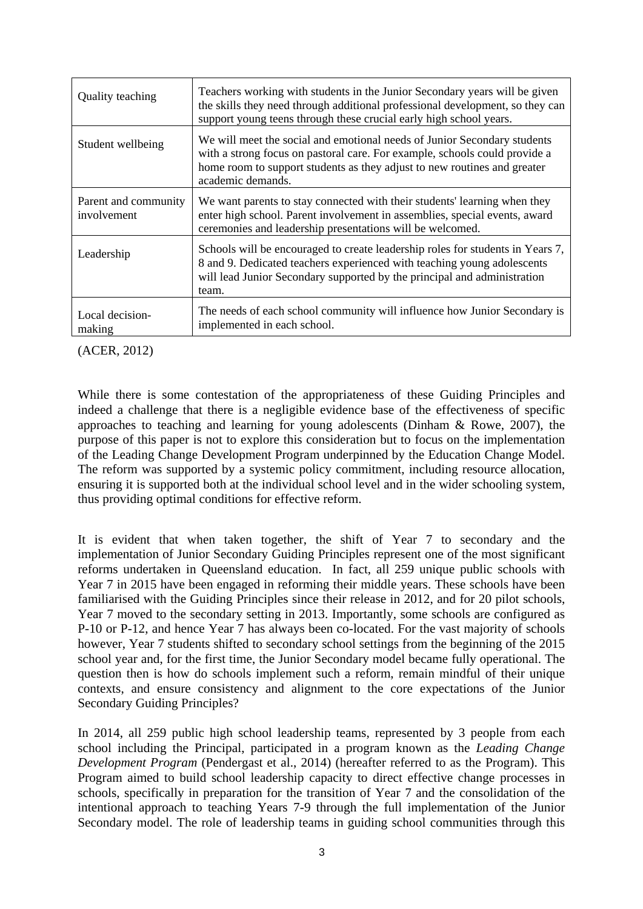| Quality teaching | Teachers working with students in the Junior Secondary years will be given the skills they need through additional professional development, so they can support young teens through these crucial early high school years. |
|---|---|
| Student wellbeing | We will meet the social and emotional needs of Junior Secondary students with a strong focus on pastoral care. For example, schools could provide a home room to support students as they adjust to new routines and greater academic demands. |
| Parent and community involvement | We want parents to stay connected with their students' learning when they enter high school. Parent involvement in assemblies, special events, award ceremonies and leadership presentations will be welcomed. |
| Leadership | Schools will be encouraged to create leadership roles for students in Years 7, 8 and 9. Dedicated teachers experienced with teaching young adolescents will lead Junior Secondary supported by the principal and administration team. |
| Local decision-making | The needs of each school community will influence how Junior Secondary is implemented in each school. |

(ACER, 2012)

While there is some contestation of the appropriateness of these Guiding Principles and indeed a challenge that there is a negligible evidence base of the effectiveness of specific approaches to teaching and learning for young adolescents (Dinham & Rowe, 2007), the purpose of this paper is not to explore this consideration but to focus on the implementation of the Leading Change Development Program underpinned by the Education Change Model. The reform was supported by a systemic policy commitment, including resource allocation, ensuring it is supported both at the individual school level and in the wider schooling system, thus providing optimal conditions for effective reform.

It is evident that when taken together, the shift of Year 7 to secondary and the implementation of Junior Secondary Guiding Principles represent one of the most significant reforms undertaken in Queensland education. In fact, all 259 unique public schools with Year 7 in 2015 have been engaged in reforming their middle years. These schools have been familiarised with the Guiding Principles since their release in 2012, and for 20 pilot schools, Year 7 moved to the secondary setting in 2013. Importantly, some schools are configured as P-10 or P-12, and hence Year 7 has always been co-located. For the vast majority of schools however, Year 7 students shifted to secondary school settings from the beginning of the 2015 school year and, for the first time, the Junior Secondary model became fully operational. The question then is how do schools implement such a reform, remain mindful of their unique contexts, and ensure consistency and alignment to the core expectations of the Junior Secondary Guiding Principles?

In 2014, all 259 public high school leadership teams, represented by 3 people from each school including the Principal, participated in a program known as the *Leading Change Development Program* (Pendergast et al., 2014) (hereafter referred to as the Program). This Program aimed to build school leadership capacity to direct effective change processes in schools, specifically in preparation for the transition of Year 7 and the consolidation of the intentional approach to teaching Years 7-9 through the full implementation of the Junior Secondary model. The role of leadership teams in guiding school communities through this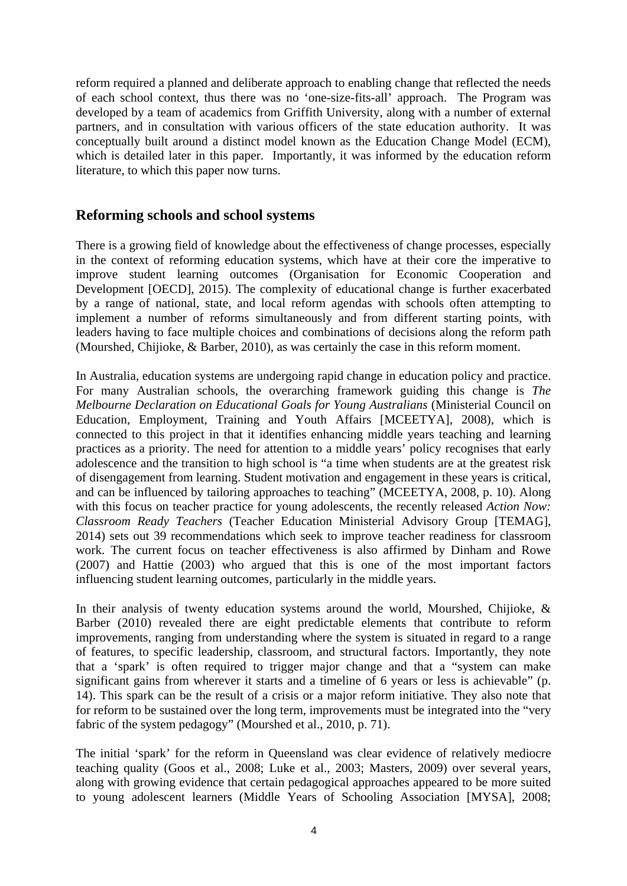reform required a planned and deliberate approach to enabling change that reflected the needs of each school context, thus there was no 'one-size-fits-all' approach. The Program was developed by a team of academics from Griffith University, along with a number of external partners, and in consultation with various officers of the state education authority. It was conceptually built around a distinct model known as the Education Change Model (ECM), which is detailed later in this paper. Importantly, it was informed by the education reform literature, to which this paper now turns.

## Reforming schools and school systems

There is a growing field of knowledge about the effectiveness of change processes, especially in the context of reforming education systems, which have at their core the imperative to improve student learning outcomes (Organisation for Economic Cooperation and Development [OECD], 2015). The complexity of educational change is further exacerbated by a range of national, state, and local reform agendas with schools often attempting to implement a number of reforms simultaneously and from different starting points, with leaders having to face multiple choices and combinations of decisions along the reform path (Mourshed, Chijioke, & Barber, 2010), as was certainly the case in this reform moment.

In Australia, education systems are undergoing rapid change in education policy and practice. For many Australian schools, the overarching framework guiding this change is *The Melbourne Declaration on Educational Goals for Young Australians* (Ministerial Council on Education, Employment, Training and Youth Affairs [MCEETYA], 2008), which is connected to this project in that it identifies enhancing middle years teaching and learning practices as a priority. The need for attention to a middle years' policy recognises that early adolescence and the transition to high school is "a time when students are at the greatest risk of disengagement from learning. Student motivation and engagement in these years is critical, and can be influenced by tailoring approaches to teaching" (MCEETYA, 2008, p. 10). Along with this focus on teacher practice for young adolescents, the recently released *Action Now: Classroom Ready Teachers* (Teacher Education Ministerial Advisory Group [TEMAG], 2014) sets out 39 recommendations which seek to improve teacher readiness for classroom work. The current focus on teacher effectiveness is also affirmed by Dinham and Rowe (2007) and Hattie (2003) who argued that this is one of the most important factors influencing student learning outcomes, particularly in the middle years.

In their analysis of twenty education systems around the world, Mourshed, Chijioke, & Barber (2010) revealed there are eight predictable elements that contribute to reform improvements, ranging from understanding where the system is situated in regard to a range of features, to specific leadership, classroom, and structural factors. Importantly, they note that a 'spark' is often required to trigger major change and that a "system can make significant gains from wherever it starts and a timeline of 6 years or less is achievable" (p. 14). This spark can be the result of a crisis or a major reform initiative. They also note that for reform to be sustained over the long term, improvements must be integrated into the "very fabric of the system pedagogy" (Mourshed et al., 2010, p. 71).

The initial 'spark' for the reform in Queensland was clear evidence of relatively mediocre teaching quality (Goos et al., 2008; Luke et al., 2003; Masters, 2009) over several years, along with growing evidence that certain pedagogical approaches appeared to be more suited to young adolescent learners (Middle Years of Schooling Association [MYSA], 2008;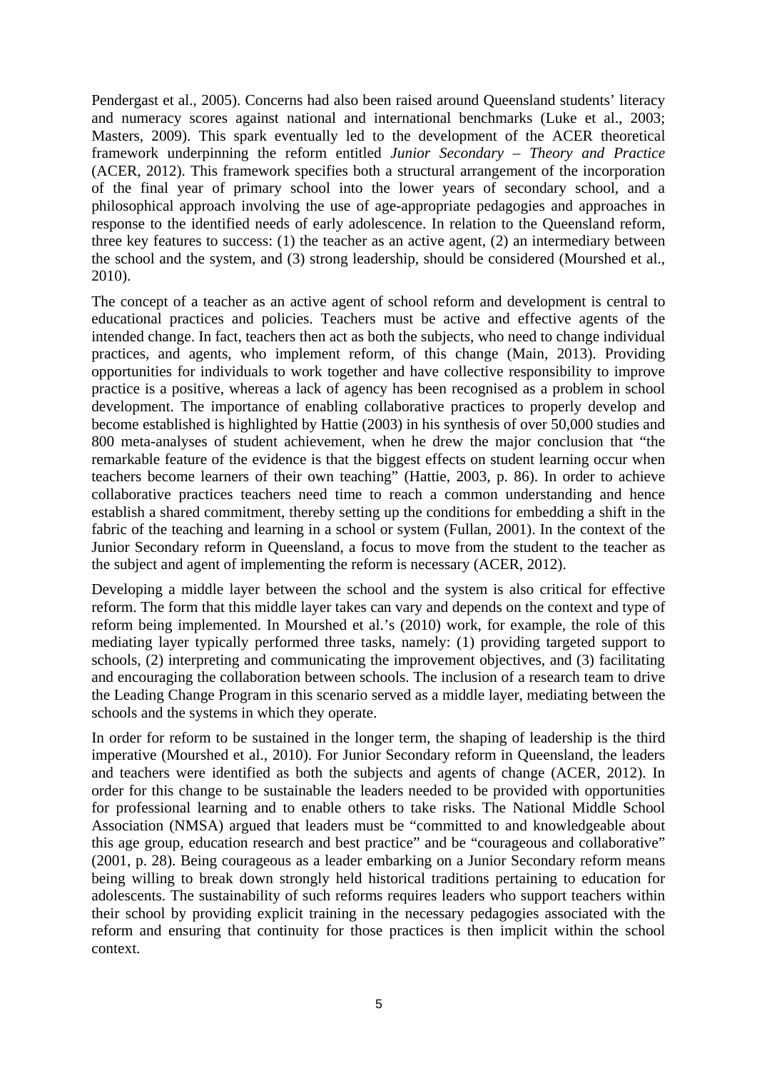Pendergast et al., 2005). Concerns had also been raised around Queensland students' literacy and numeracy scores against national and international benchmarks (Luke et al., 2003; Masters, 2009). This spark eventually led to the development of the ACER theoretical framework underpinning the reform entitled *Junior Secondary – Theory and Practice* (ACER, 2012). This framework specifies both a structural arrangement of the incorporation of the final year of primary school into the lower years of secondary school, and a philosophical approach involving the use of age-appropriate pedagogies and approaches in response to the identified needs of early adolescence. In relation to the Queensland reform, three key features to success: (1) the teacher as an active agent, (2) an intermediary between the school and the system, and (3) strong leadership, should be considered (Mourshed et al., 2010).

The concept of a teacher as an active agent of school reform and development is central to educational practices and policies. Teachers must be active and effective agents of the intended change. In fact, teachers then act as both the subjects, who need to change individual practices, and agents, who implement reform, of this change (Main, 2013). Providing opportunities for individuals to work together and have collective responsibility to improve practice is a positive, whereas a lack of agency has been recognised as a problem in school development. The importance of enabling collaborative practices to properly develop and become established is highlighted by Hattie (2003) in his synthesis of over 50,000 studies and 800 meta-analyses of student achievement, when he drew the major conclusion that "the remarkable feature of the evidence is that the biggest effects on student learning occur when teachers become learners of their own teaching" (Hattie, 2003, p. 86). In order to achieve collaborative practices teachers need time to reach a common understanding and hence establish a shared commitment, thereby setting up the conditions for embedding a shift in the fabric of the teaching and learning in a school or system (Fullan, 2001). In the context of the Junior Secondary reform in Queensland, a focus to move from the student to the teacher as the subject and agent of implementing the reform is necessary (ACER, 2012).

Developing a middle layer between the school and the system is also critical for effective reform. The form that this middle layer takes can vary and depends on the context and type of reform being implemented. In Mourshed et al.'s (2010) work, for example, the role of this mediating layer typically performed three tasks, namely: (1) providing targeted support to schools, (2) interpreting and communicating the improvement objectives, and (3) facilitating and encouraging the collaboration between schools. The inclusion of a research team to drive the Leading Change Program in this scenario served as a middle layer, mediating between the schools and the systems in which they operate.

In order for reform to be sustained in the longer term, the shaping of leadership is the third imperative (Mourshed et al., 2010). For Junior Secondary reform in Queensland, the leaders and teachers were identified as both the subjects and agents of change (ACER, 2012). In order for this change to be sustainable the leaders needed to be provided with opportunities for professional learning and to enable others to take risks. The National Middle School Association (NMSA) argued that leaders must be "committed to and knowledgeable about this age group, education research and best practice" and be "courageous and collaborative" (2001, p. 28). Being courageous as a leader embarking on a Junior Secondary reform means being willing to break down strongly held historical traditions pertaining to education for adolescents. The sustainability of such reforms requires leaders who support teachers within their school by providing explicit training in the necessary pedagogies associated with the reform and ensuring that continuity for those practices is then implicit within the school context.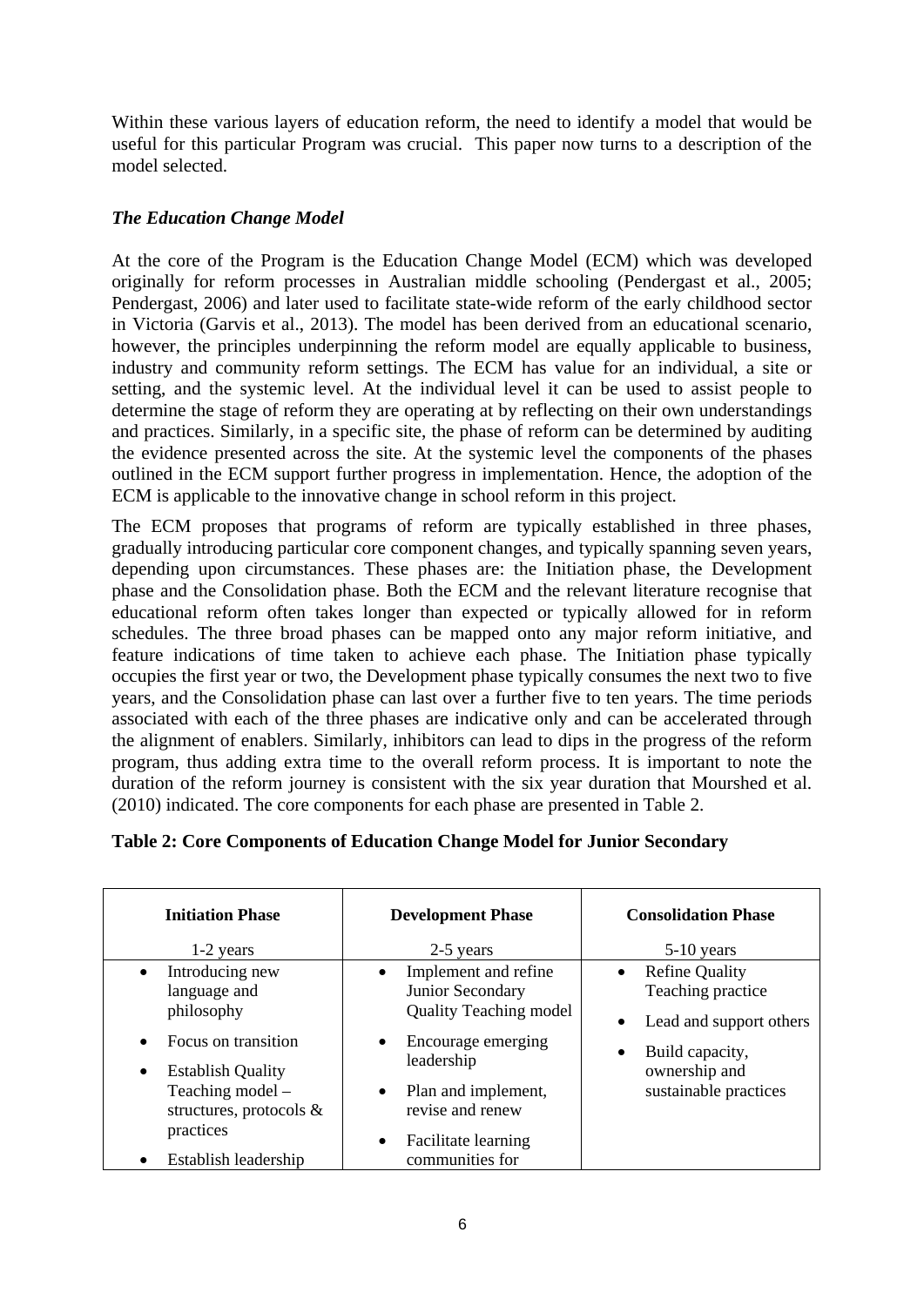Within these various layers of education reform, the need to identify a model that would be useful for this particular Program was crucial. This paper now turns to a description of the model selected.

### *The Education Change Model*

At the core of the Program is the Education Change Model (ECM) which was developed originally for reform processes in Australian middle schooling (Pendergast et al., 2005; Pendergast, 2006) and later used to facilitate state-wide reform of the early childhood sector in Victoria (Garvis et al., 2013). The model has been derived from an educational scenario, however, the principles underpinning the reform model are equally applicable to business, industry and community reform settings. The ECM has value for an individual, a site or setting, and the systemic level. At the individual level it can be used to assist people to determine the stage of reform they are operating at by reflecting on their own understandings and practices. Similarly, in a specific site, the phase of reform can be determined by auditing the evidence presented across the site. At the systemic level the components of the phases outlined in the ECM support further progress in implementation. Hence, the adoption of the ECM is applicable to the innovative change in school reform in this project.

The ECM proposes that programs of reform are typically established in three phases, gradually introducing particular core component changes, and typically spanning seven years, depending upon circumstances. These phases are: the Initiation phase, the Development phase and the Consolidation phase. Both the ECM and the relevant literature recognise that educational reform often takes longer than expected or typically allowed for in reform schedules. The three broad phases can be mapped onto any major reform initiative, and feature indications of time taken to achieve each phase. The Initiation phase typically occupies the first year or two, the Development phase typically consumes the next two to five years, and the Consolidation phase can last over a further five to ten years. The time periods associated with each of the three phases are indicative only and can be accelerated through the alignment of enablers. Similarly, inhibitors can lead to dips in the progress of the reform program, thus adding extra time to the overall reform process. It is important to note the duration of the reform journey is consistent with the six year duration that Mourshed et al. (2010) indicated. The core components for each phase are presented in Table 2.

**Table 2: Core Components of Education Change Model for Junior Secondary**

| **Initiation Phase**<br>1-2 years | **Development Phase**<br>2-5 years | **Consolidation Phase**<br>5-10 years |
|---|---|---|
| • Introducing new language and philosophy<br>• Focus on transition<br>• Establish Quality Teaching model – structures, protocols & practices<br>• Establish leadership | • Implement and refine Junior Secondary Quality Teaching model<br>• Encourage emerging leadership<br>• Plan and implement, revise and renew<br>• Facilitate learning communities for | • Refine Quality Teaching practice<br>• Lead and support others<br>• Build capacity, ownership and sustainable practices |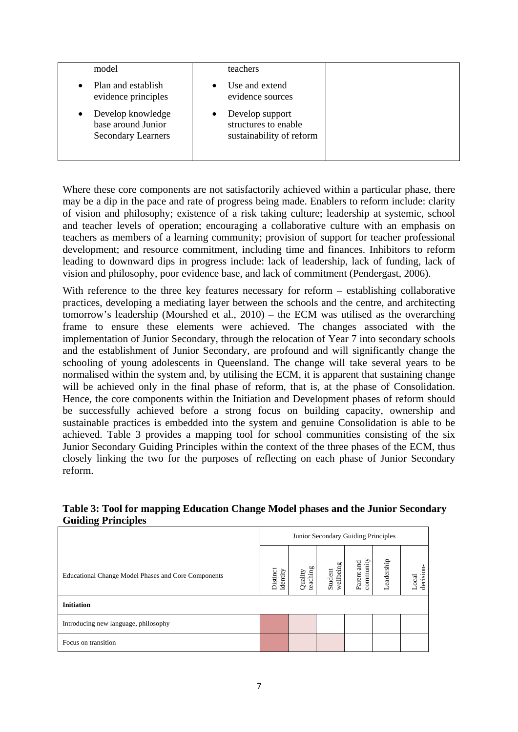| | | |
|---|---|---|
| model<br>• Plan and establish evidence principles<br>• Develop knowledge base around Junior Secondary Learners | teachers<br>• Use and extend evidence sources<br>• Develop support structures to enable sustainability of reform | |

Where these core components are not satisfactorily achieved within a particular phase, there may be a dip in the pace and rate of progress being made. Enablers to reform include: clarity of vision and philosophy; existence of a risk taking culture; leadership at systemic, school and teacher levels of operation; encouraging a collaborative culture with an emphasis on teachers as members of a learning community; provision of support for teacher professional development; and resource commitment, including time and finances. Inhibitors to reform leading to downward dips in progress include: lack of leadership, lack of funding, lack of vision and philosophy, poor evidence base, and lack of commitment (Pendergast, 2006).

With reference to the three key features necessary for reform – establishing collaborative practices, developing a mediating layer between the schools and the centre, and architecting tomorrow's leadership (Mourshed et al., 2010) – the ECM was utilised as the overarching frame to ensure these elements were achieved. The changes associated with the implementation of Junior Secondary, through the relocation of Year 7 into secondary schools and the establishment of Junior Secondary, are profound and will significantly change the schooling of young adolescents in Queensland. The change will take several years to be normalised within the system and, by utilising the ECM, it is apparent that sustaining change will be achieved only in the final phase of reform, that is, at the phase of Consolidation. Hence, the core components within the Initiation and Development phases of reform should be successfully achieved before a strong focus on building capacity, ownership and sustainable practices is embedded into the system and genuine Consolidation is able to be achieved. Table 3 provides a mapping tool for school communities consisting of the six Junior Secondary Guiding Principles within the context of the three phases of the ECM, thus closely linking the two for the purposes of reflecting on each phase of Junior Secondary reform.

**Table 3: Tool for mapping Education Change Model phases and the Junior Secondary Guiding Principles**

| | Junior Secondary Guiding Principles | | | | | |
|---|---|---|---|---|---|---|
| Educational Change Model Phases and Core Components | Distinct identity | Quality teaching | Student wellbeing | Parent and community | Leadership | Local decision- |
| **Initiation** | | | | | | |
| Introducing new language, philosophy | | | | | | |
| Focus on transition | | | | | | |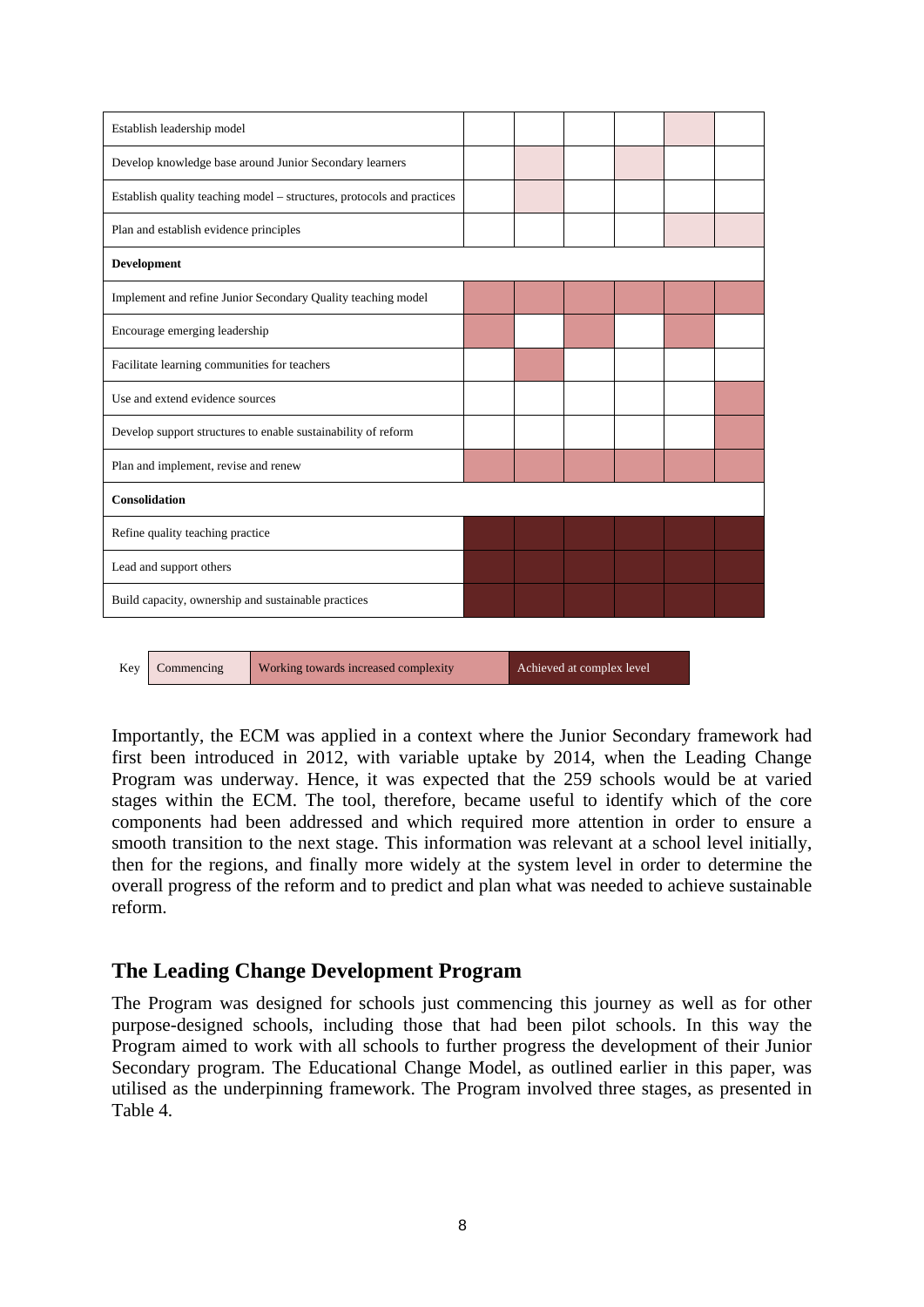| | | | | | | |
|---|---|---|---|---|---|---|
| Establish leadership model | | | | | Commencing | |
| Develop knowledge base around Junior Secondary learners | | Commencing | | Commencing | | |
| Establish quality teaching model – structures, protocols and practices | | Commencing | | | | |
| Plan and establish evidence principles | | | | | Commencing | Commencing |
| **Development** | | | | | | |
| Implement and refine Junior Secondary Quality teaching model | Working towards increased complexity | Working towards increased complexity | Working towards increased complexity | Working towards increased complexity | Working towards increased complexity | Working towards increased complexity |
| Encourage emerging leadership | Working towards increased complexity | | Working towards increased complexity | | Working towards increased complexity | |
| Facilitate learning communities for teachers | | Working towards increased complexity | | | | |
| Use and extend evidence sources | | | | | | Working towards increased complexity |
| Develop support structures to enable sustainability of reform | | | | | | Working towards increased complexity |
| Plan and implement, revise and renew | Working towards increased complexity | Working towards increased complexity | Working towards increased complexity | Working towards increased complexity | Working towards increased complexity | Working towards increased complexity |
| **Consolidation** | | | | | | |
| Refine quality teaching practice | Achieved at complex level | Achieved at complex level | Achieved at complex level | Achieved at complex level | Achieved at complex level | Achieved at complex level |
| Lead and support others | Achieved at complex level | Achieved at complex level | Achieved at complex level | Achieved at complex level | Achieved at complex level | Achieved at complex level |
| Build capacity, ownership and sustainable practices | Achieved at complex level | Achieved at complex level | Achieved at complex level | Achieved at complex level | Achieved at complex level | Achieved at complex level |

Key: Commencing | Working towards increased complexity | Achieved at complex level

Importantly, the ECM was applied in a context where the Junior Secondary framework had first been introduced in 2012, with variable uptake by 2014, when the Leading Change Program was underway. Hence, it was expected that the 259 schools would be at varied stages within the ECM. The tool, therefore, became useful to identify which of the core components had been addressed and which required more attention in order to ensure a smooth transition to the next stage. This information was relevant at a school level initially, then for the regions, and finally more widely at the system level in order to determine the overall progress of the reform and to predict and plan what was needed to achieve sustainable reform.

## The Leading Change Development Program

The Program was designed for schools just commencing this journey as well as for other purpose-designed schools, including those that had been pilot schools. In this way the Program aimed to work with all schools to further progress the development of their Junior Secondary program. The Educational Change Model, as outlined earlier in this paper, was utilised as the underpinning framework. The Program involved three stages, as presented in Table 4.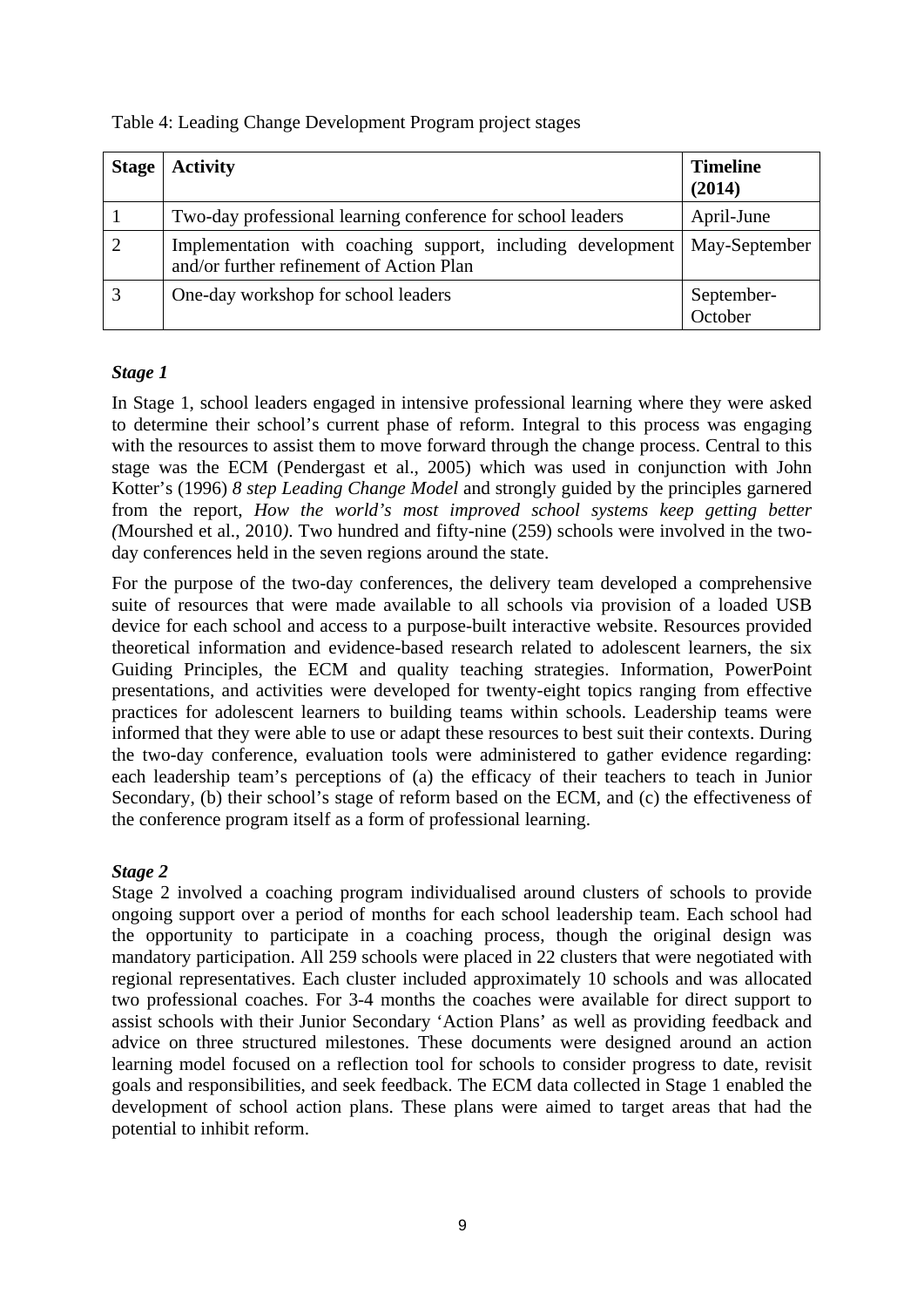Table 4: Leading Change Development Program project stages

| Stage | Activity | Timeline (2014) |
|---|---|---|
| 1 | Two-day professional learning conference for school leaders | April-June |
| 2 | Implementation with coaching support, including development and/or further refinement of Action Plan | May-September |
| 3 | One-day workshop for school leaders | September-October |

### *Stage 1*

In Stage 1, school leaders engaged in intensive professional learning where they were asked to determine their school's current phase of reform. Integral to this process was engaging with the resources to assist them to move forward through the change process. Central to this stage was the ECM (Pendergast et al., 2005) which was used in conjunction with John Kotter's (1996) *8 step Leading Change Model* and strongly guided by the principles garnered from the report, *How the world's most improved school systems keep getting better (*Mourshed et al., 2010*)*. Two hundred and fifty-nine (259) schools were involved in the two-day conferences held in the seven regions around the state.

For the purpose of the two-day conferences, the delivery team developed a comprehensive suite of resources that were made available to all schools via provision of a loaded USB device for each school and access to a purpose-built interactive website. Resources provided theoretical information and evidence-based research related to adolescent learners, the six Guiding Principles, the ECM and quality teaching strategies. Information, PowerPoint presentations, and activities were developed for twenty-eight topics ranging from effective practices for adolescent learners to building teams within schools. Leadership teams were informed that they were able to use or adapt these resources to best suit their contexts. During the two-day conference, evaluation tools were administered to gather evidence regarding: each leadership team's perceptions of (a) the efficacy of their teachers to teach in Junior Secondary, (b) their school's stage of reform based on the ECM, and (c) the effectiveness of the conference program itself as a form of professional learning.

### *Stage 2*

Stage 2 involved a coaching program individualised around clusters of schools to provide ongoing support over a period of months for each school leadership team. Each school had the opportunity to participate in a coaching process, though the original design was mandatory participation. All 259 schools were placed in 22 clusters that were negotiated with regional representatives. Each cluster included approximately 10 schools and was allocated two professional coaches. For 3-4 months the coaches were available for direct support to assist schools with their Junior Secondary 'Action Plans' as well as providing feedback and advice on three structured milestones. These documents were designed around an action learning model focused on a reflection tool for schools to consider progress to date, revisit goals and responsibilities, and seek feedback. The ECM data collected in Stage 1 enabled the development of school action plans. These plans were aimed to target areas that had the potential to inhibit reform.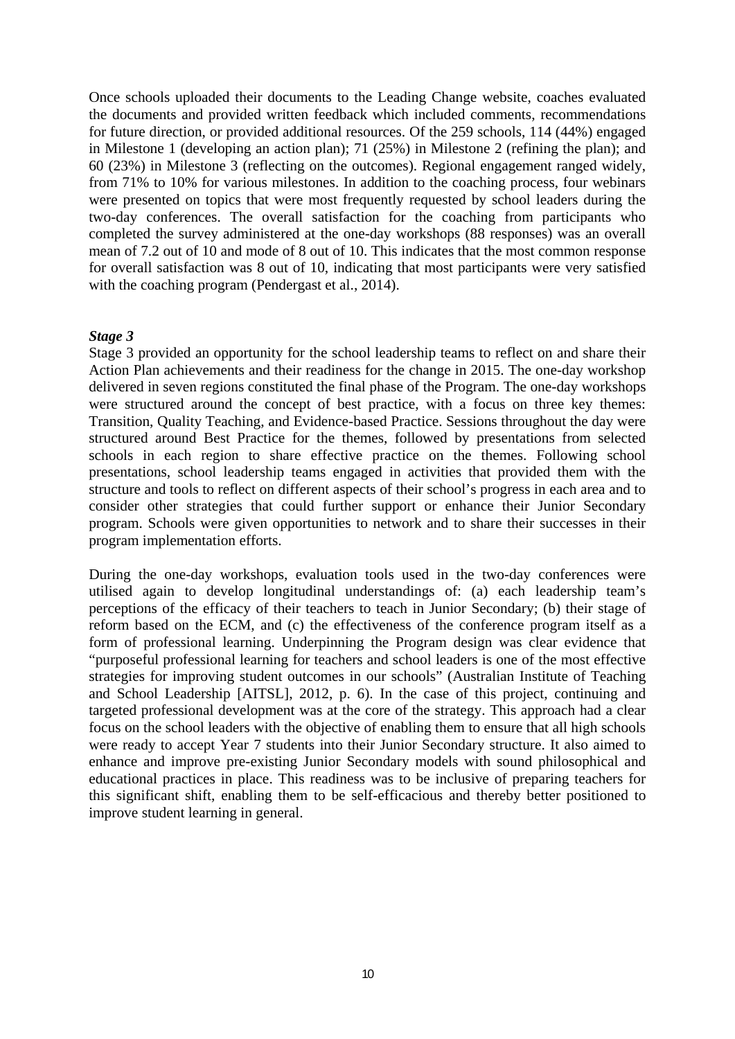Once schools uploaded their documents to the Leading Change website, coaches evaluated the documents and provided written feedback which included comments, recommendations for future direction, or provided additional resources. Of the 259 schools, 114 (44%) engaged in Milestone 1 (developing an action plan); 71 (25%) in Milestone 2 (refining the plan); and 60 (23%) in Milestone 3 (reflecting on the outcomes). Regional engagement ranged widely, from 71% to 10% for various milestones. In addition to the coaching process, four webinars were presented on topics that were most frequently requested by school leaders during the two-day conferences. The overall satisfaction for the coaching from participants who completed the survey administered at the one-day workshops (88 responses) was an overall mean of 7.2 out of 10 and mode of 8 out of 10. This indicates that the most common response for overall satisfaction was 8 out of 10, indicating that most participants were very satisfied with the coaching program (Pendergast et al., 2014).

***Stage 3***

Stage 3 provided an opportunity for the school leadership teams to reflect on and share their Action Plan achievements and their readiness for the change in 2015. The one-day workshop delivered in seven regions constituted the final phase of the Program. The one-day workshops were structured around the concept of best practice, with a focus on three key themes: Transition, Quality Teaching, and Evidence-based Practice. Sessions throughout the day were structured around Best Practice for the themes, followed by presentations from selected schools in each region to share effective practice on the themes. Following school presentations, school leadership teams engaged in activities that provided them with the structure and tools to reflect on different aspects of their school's progress in each area and to consider other strategies that could further support or enhance their Junior Secondary program. Schools were given opportunities to network and to share their successes in their program implementation efforts.

During the one-day workshops, evaluation tools used in the two-day conferences were utilised again to develop longitudinal understandings of: (a) each leadership team's perceptions of the efficacy of their teachers to teach in Junior Secondary; (b) their stage of reform based on the ECM, and (c) the effectiveness of the conference program itself as a form of professional learning. Underpinning the Program design was clear evidence that "purposeful professional learning for teachers and school leaders is one of the most effective strategies for improving student outcomes in our schools" (Australian Institute of Teaching and School Leadership [AITSL], 2012, p. 6). In the case of this project, continuing and targeted professional development was at the core of the strategy. This approach had a clear focus on the school leaders with the objective of enabling them to ensure that all high schools were ready to accept Year 7 students into their Junior Secondary structure. It also aimed to enhance and improve pre-existing Junior Secondary models with sound philosophical and educational practices in place. This readiness was to be inclusive of preparing teachers for this significant shift, enabling them to be self-efficacious and thereby better positioned to improve student learning in general.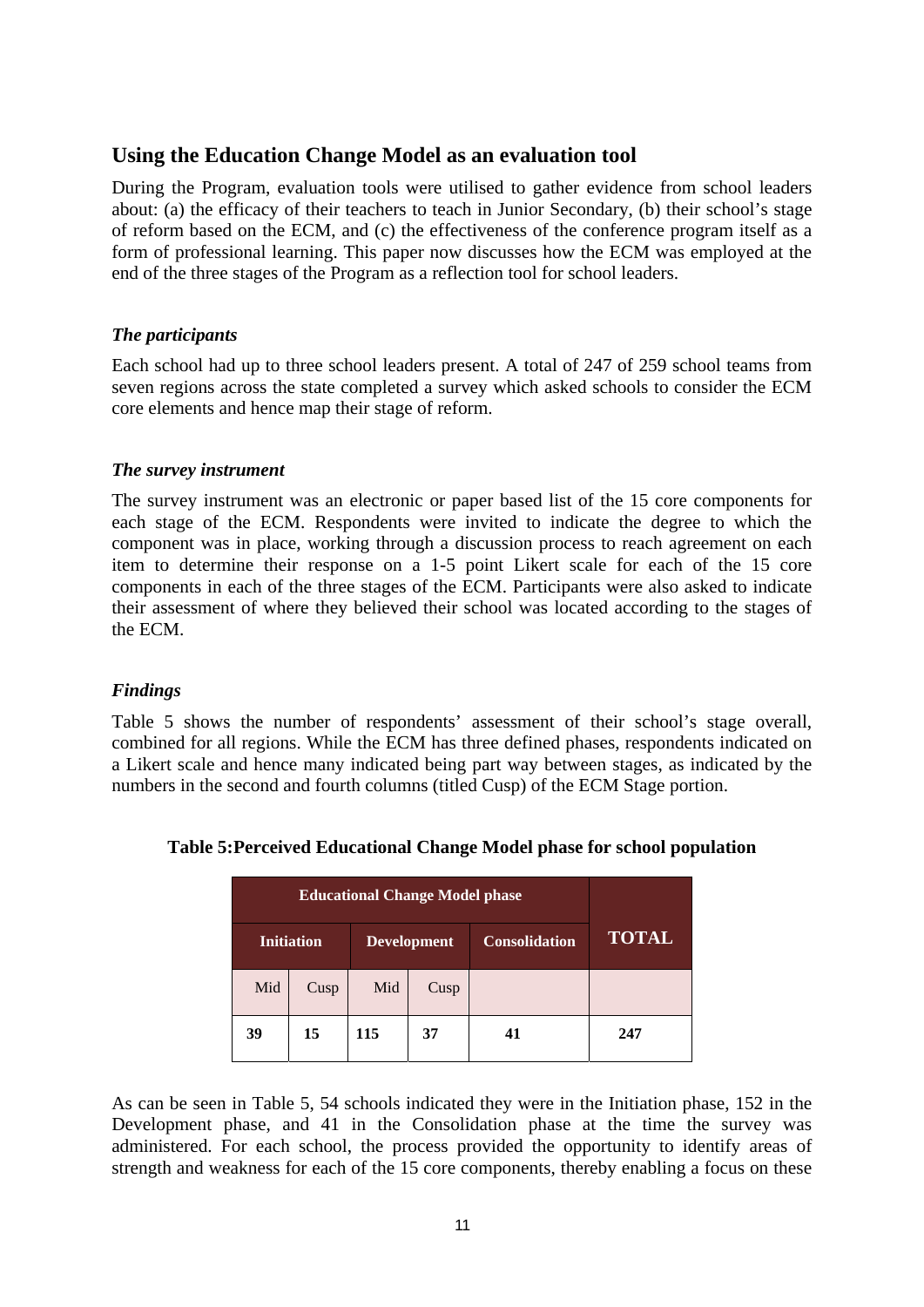## Using the Education Change Model as an evaluation tool

During the Program, evaluation tools were utilised to gather evidence from school leaders about: (a) the efficacy of their teachers to teach in Junior Secondary, (b) their school's stage of reform based on the ECM, and (c) the effectiveness of the conference program itself as a form of professional learning. This paper now discusses how the ECM was employed at the end of the three stages of the Program as a reflection tool for school leaders.

### *The participants*

Each school had up to three school leaders present. A total of 247 of 259 school teams from seven regions across the state completed a survey which asked schools to consider the ECM core elements and hence map their stage of reform.

### *The survey instrument*

The survey instrument was an electronic or paper based list of the 15 core components for each stage of the ECM. Respondents were invited to indicate the degree to which the component was in place, working through a discussion process to reach agreement on each item to determine their response on a 1-5 point Likert scale for each of the 15 core components in each of the three stages of the ECM. Participants were also asked to indicate their assessment of where they believed their school was located according to the stages of the ECM.

### *Findings*

Table 5 shows the number of respondents' assessment of their school's stage overall, combined for all regions. While the ECM has three defined phases, respondents indicated on a Likert scale and hence many indicated being part way between stages, as indicated by the numbers in the second and fourth columns (titled Cusp) of the ECM Stage portion.

**Table 5:Perceived Educational Change Model phase for school population**

| Educational Change Model phase | | | | | TOTAL |
|---|---|---|---|---|---|
| Initiation | | Development | | Consolidation | |
| Mid | Cusp | Mid | Cusp | | |
| **39** | **15** | **115** | **37** | **41** | **247** |

As can be seen in Table 5, 54 schools indicated they were in the Initiation phase, 152 in the Development phase, and 41 in the Consolidation phase at the time the survey was administered. For each school, the process provided the opportunity to identify areas of strength and weakness for each of the 15 core components, thereby enabling a focus on these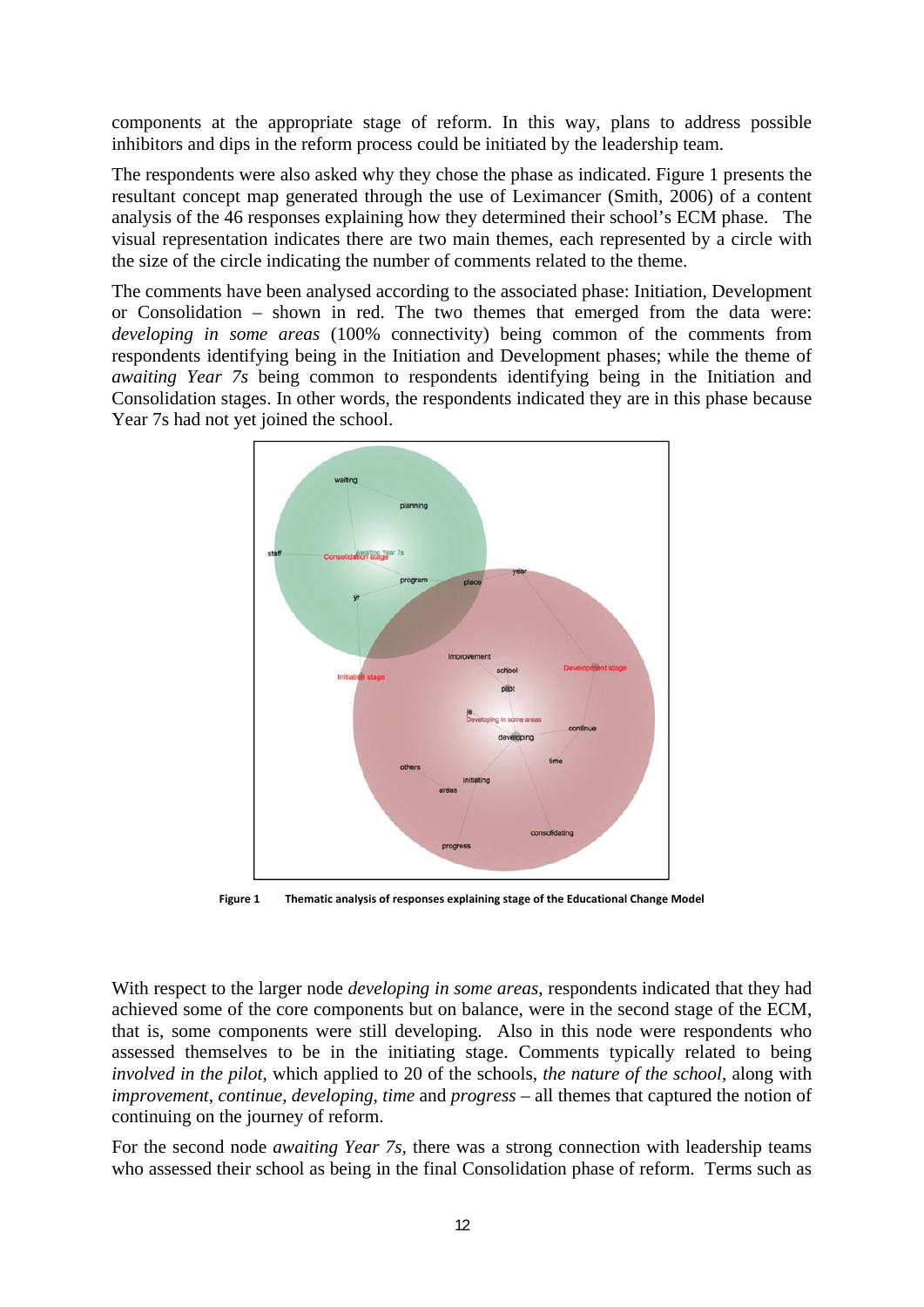components at the appropriate stage of reform. In this way, plans to address possible inhibitors and dips in the reform process could be initiated by the leadership team.

The respondents were also asked why they chose the phase as indicated. Figure 1 presents the resultant concept map generated through the use of Leximancer (Smith, 2006) of a content analysis of the 46 responses explaining how they determined their school's ECM phase. The visual representation indicates there are two main themes, each represented by a circle with the size of the circle indicating the number of comments related to the theme.

The comments have been analysed according to the associated phase: Initiation, Development or Consolidation – shown in red. The two themes that emerged from the data were: *developing in some areas* (100% connectivity) being common of the comments from respondents identifying being in the Initiation and Development phases; while the theme of *awaiting Year 7s* being common to respondents identifying being in the Initiation and Consolidation stages. In other words, the respondents indicated they are in this phase because Year 7s had not yet joined the school.

**Figure 1** Thematic analysis of responses explaining stage of the Educational Change Model

With respect to the larger node *developing in some areas*, respondents indicated that they had achieved some of the core components but on balance, were in the second stage of the ECM, that is, some components were still developing. Also in this node were respondents who assessed themselves to be in the initiating stage. Comments typically related to being *involved in the pilot*, which applied to 20 of the schools, *the nature of the school*, along with *improvement*, *continue*, *developing*, *time* and *progress* – all themes that captured the notion of continuing on the journey of reform.

For the second node *awaiting Year 7s*, there was a strong connection with leadership teams who assessed their school as being in the final Consolidation phase of reform. Terms such as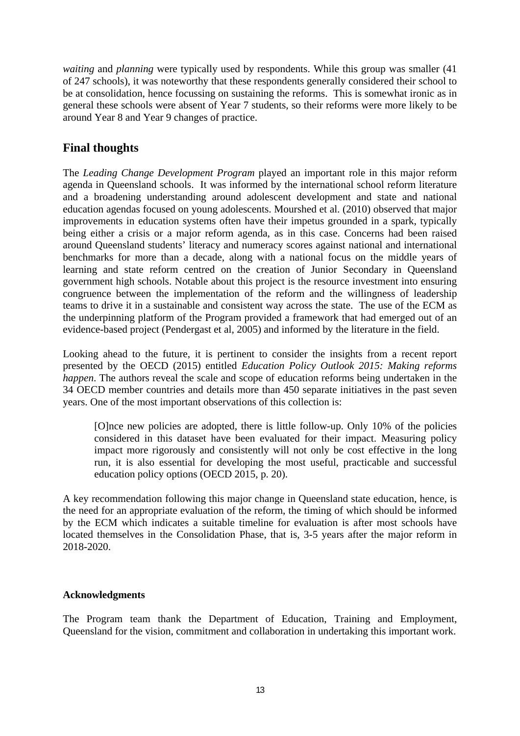*waiting* and *planning* were typically used by respondents. While this group was smaller (41 of 247 schools), it was noteworthy that these respondents generally considered their school to be at consolidation, hence focussing on sustaining the reforms. This is somewhat ironic as in general these schools were absent of Year 7 students, so their reforms were more likely to be around Year 8 and Year 9 changes of practice.

## Final thoughts

The *Leading Change Development Program* played an important role in this major reform agenda in Queensland schools. It was informed by the international school reform literature and a broadening understanding around adolescent development and state and national education agendas focused on young adolescents. Mourshed et al. (2010) observed that major improvements in education systems often have their impetus grounded in a spark, typically being either a crisis or a major reform agenda, as in this case. Concerns had been raised around Queensland students' literacy and numeracy scores against national and international benchmarks for more than a decade, along with a national focus on the middle years of learning and state reform centred on the creation of Junior Secondary in Queensland government high schools. Notable about this project is the resource investment into ensuring congruence between the implementation of the reform and the willingness of leadership teams to drive it in a sustainable and consistent way across the state. The use of the ECM as the underpinning platform of the Program provided a framework that had emerged out of an evidence-based project (Pendergast et al, 2005) and informed by the literature in the field.

Looking ahead to the future, it is pertinent to consider the insights from a recent report presented by the OECD (2015) entitled *Education Policy Outlook 2015: Making reforms happen*. The authors reveal the scale and scope of education reforms being undertaken in the 34 OECD member countries and details more than 450 separate initiatives in the past seven years. One of the most important observations of this collection is:

> [O]nce new policies are adopted, there is little follow-up. Only 10% of the policies considered in this dataset have been evaluated for their impact. Measuring policy impact more rigorously and consistently will not only be cost effective in the long run, it is also essential for developing the most useful, practicable and successful education policy options (OECD 2015, p. 20).

A key recommendation following this major change in Queensland state education, hence, is the need for an appropriate evaluation of the reform, the timing of which should be informed by the ECM which indicates a suitable timeline for evaluation is after most schools have located themselves in the Consolidation Phase, that is, 3-5 years after the major reform in 2018-2020.

**Acknowledgments**

The Program team thank the Department of Education, Training and Employment, Queensland for the vision, commitment and collaboration in undertaking this important work.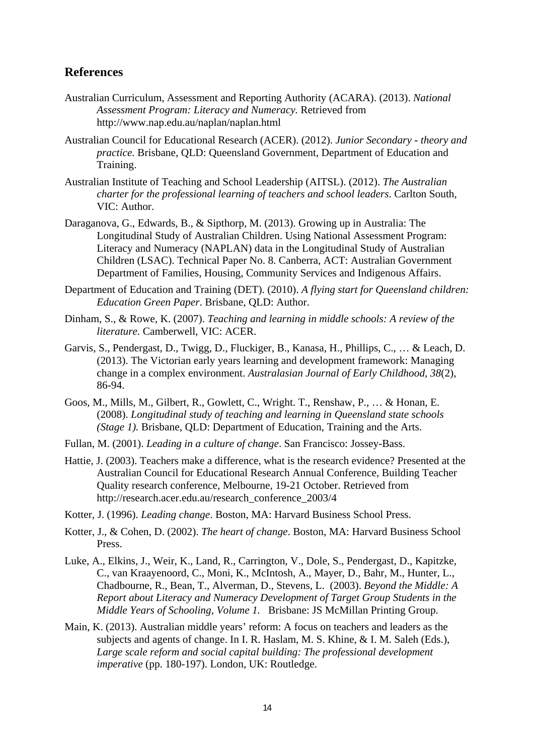## References

Australian Curriculum, Assessment and Reporting Authority (ACARA). (2013). *National Assessment Program: Literacy and Numeracy.* Retrieved from http://www.nap.edu.au/naplan/naplan.html

Australian Council for Educational Research (ACER). (2012). *Junior Secondary - theory and practice.* Brisbane, QLD: Queensland Government, Department of Education and Training.

Australian Institute of Teaching and School Leadership (AITSL). (2012). *The Australian charter for the professional learning of teachers and school leaders*. Carlton South, VIC: Author.

Daraganova, G., Edwards, B., & Sipthorp, M. (2013). Growing up in Australia: The Longitudinal Study of Australian Children. Using National Assessment Program: Literacy and Numeracy (NAPLAN) data in the Longitudinal Study of Australian Children (LSAC). Technical Paper No. 8. Canberra, ACT: Australian Government Department of Families, Housing, Community Services and Indigenous Affairs.

Department of Education and Training (DET). (2010). *A flying start for Queensland children: Education Green Paper*. Brisbane, QLD: Author.

Dinham, S., & Rowe, K. (2007). *Teaching and learning in middle schools: A review of the literature.* Camberwell, VIC: ACER.

Garvis, S., Pendergast, D., Twigg, D., Fluckiger, B., Kanasa, H., Phillips, C., … & Leach, D. (2013). The Victorian early years learning and development framework: Managing change in a complex environment. *Australasian Journal of Early Childhood, 38*(2), 86-94.

Goos, M., Mills, M., Gilbert, R., Gowlett, C., Wright. T., Renshaw, P., … & Honan, E. (2008). *Longitudinal study of teaching and learning in Queensland state schools (Stage 1).* Brisbane, QLD: Department of Education, Training and the Arts.

Fullan, M. (2001). *Leading in a culture of change*. San Francisco: Jossey-Bass.

Hattie, J. (2003). Teachers make a difference, what is the research evidence? Presented at the Australian Council for Educational Research Annual Conference, Building Teacher Quality research conference, Melbourne, 19-21 October. Retrieved from http://research.acer.edu.au/research_conference_2003/4

Kotter, J. (1996). *Leading change*. Boston, MA: Harvard Business School Press.

Kotter, J., & Cohen, D. (2002). *The heart of change*. Boston, MA: Harvard Business School Press.

Luke, A., Elkins, J., Weir, K., Land, R., Carrington, V., Dole, S., Pendergast, D., Kapitzke, C., van Kraayenoord, C., Moni, K., McIntosh, A., Mayer, D., Bahr, M., Hunter, L., Chadbourne, R., Bean, T., Alverman, D., Stevens, L. (2003). *Beyond the Middle: A Report about Literacy and Numeracy Development of Target Group Students in the Middle Years of Schooling, Volume 1.* Brisbane: JS McMillan Printing Group.

Main, K. (2013). Australian middle years' reform: A focus on teachers and leaders as the subjects and agents of change. In I. R. Haslam, M. S. Khine, & I. M. Saleh (Eds.), *Large scale reform and social capital building: The professional development imperative* (pp. 180-197). London, UK: Routledge.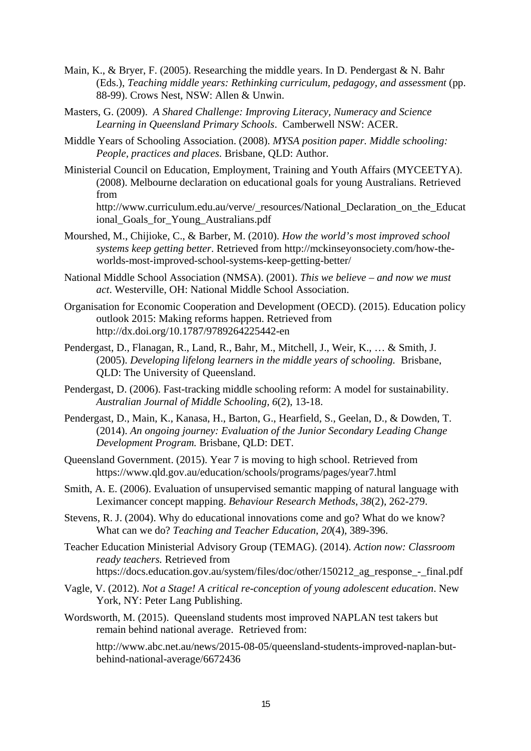Main, K., & Bryer, F. (2005). Researching the middle years. In D. Pendergast & N. Bahr (Eds.), *Teaching middle years: Rethinking curriculum, pedagogy, and assessment* (pp. 88-99). Crows Nest, NSW: Allen & Unwin.

Masters, G. (2009). *A Shared Challenge: Improving Literacy, Numeracy and Science Learning in Queensland Primary Schools*. Camberwell NSW: ACER.

Middle Years of Schooling Association. (2008). *MYSA position paper. Middle schooling: People, practices and places.* Brisbane, QLD: Author.

Ministerial Council on Education, Employment, Training and Youth Affairs (MYCEETYA). (2008). Melbourne declaration on educational goals for young Australians. Retrieved from http://www.curriculum.edu.au/verve/_resources/National_Declaration_on_the_Educational_Goals_for_Young_Australians.pdf

Mourshed, M., Chijioke, C., & Barber, M. (2010). *How the world's most improved school systems keep getting better*. Retrieved from http://mckinseyonsociety.com/how-the-worlds-most-improved-school-systems-keep-getting-better/

National Middle School Association (NMSA). (2001). *This we believe – and now we must act*. Westerville, OH: National Middle School Association.

Organisation for Economic Cooperation and Development (OECD). (2015). Education policy outlook 2015: Making reforms happen. Retrieved from http://dx.doi.org/10.1787/9789264225442-en

Pendergast, D., Flanagan, R., Land, R., Bahr, M., Mitchell, J., Weir, K., … & Smith, J. (2005). *Developing lifelong learners in the middle years of schooling.* Brisbane, QLD: The University of Queensland.

Pendergast, D. (2006). Fast-tracking middle schooling reform: A model for sustainability. *Australian Journal of Middle Schooling*, *6*(2), 13-18.

Pendergast, D., Main, K., Kanasa, H., Barton, G., Hearfield, S., Geelan, D., & Dowden, T. (2014). *An ongoing journey: Evaluation of the Junior Secondary Leading Change Development Program.* Brisbane, QLD: DET.

Queensland Government. (2015). Year 7 is moving to high school. Retrieved from https://www.qld.gov.au/education/schools/programs/pages/year7.html

Smith, A. E. (2006). Evaluation of unsupervised semantic mapping of natural language with Leximancer concept mapping. *Behaviour Research Methods*, *38*(2), 262-279.

Stevens, R. J. (2004). Why do educational innovations come and go? What do we know? What can we do? *Teaching and Teacher Education*, *20*(4), 389-396.

Teacher Education Ministerial Advisory Group (TEMAG). (2014). *Action now: Classroom ready teachers.* Retrieved from https://docs.education.gov.au/system/files/doc/other/150212_ag_response_-_final.pdf

Vagle, V. (2012). *Not a Stage! A critical re-conception of young adolescent education*. New York, NY: Peter Lang Publishing.

Wordsworth, M. (2015). Queensland students most improved NAPLAN test takers but remain behind national average. Retrieved from:

http://www.abc.net.au/news/2015-08-05/queensland-students-improved-naplan-but-behind-national-average/6672436